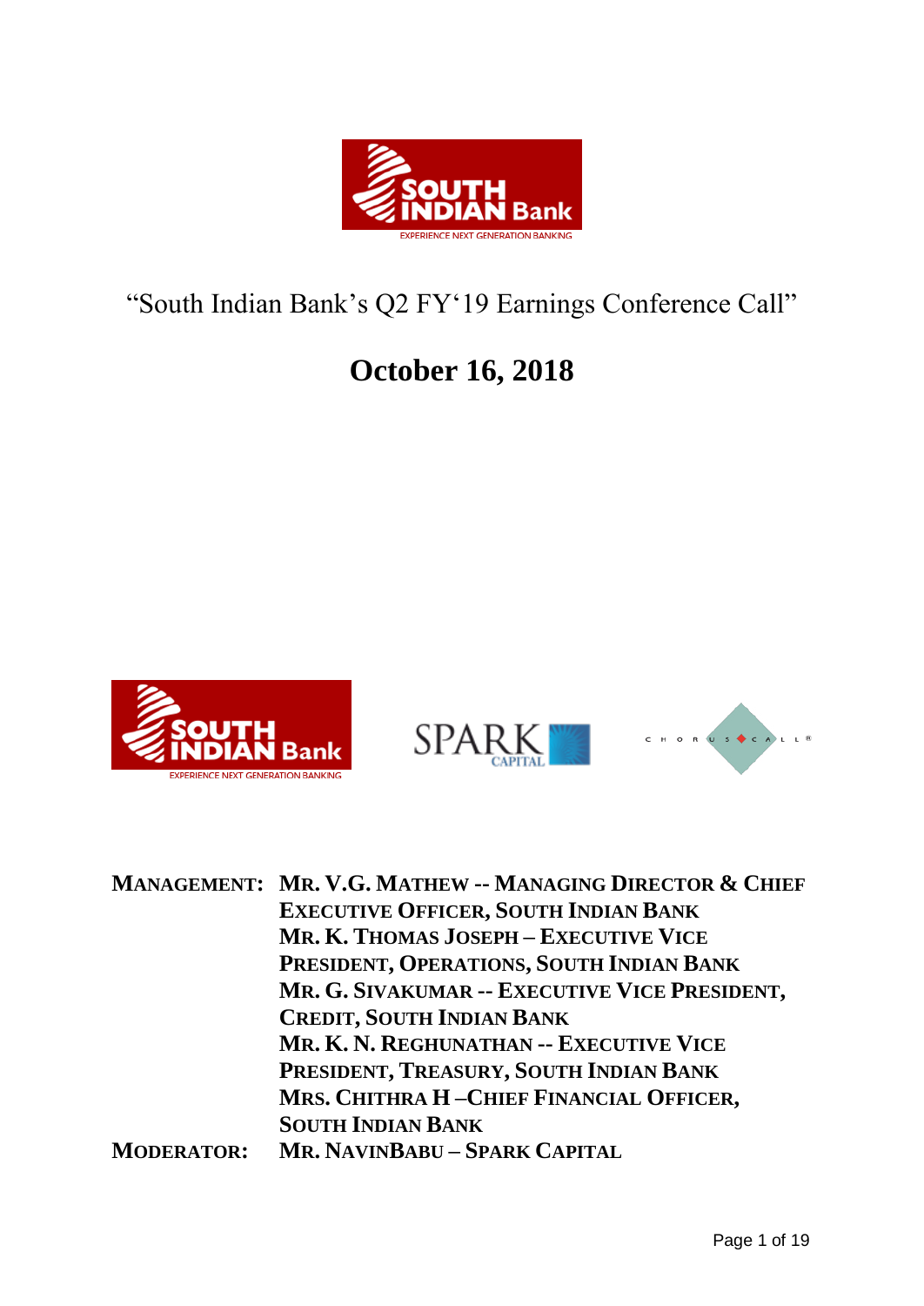# "South Indian Bank's Q2 FY'19 Earnings Conference Call"

## October 16, 2018

**MANAGEMENT:** **MR. V.G. MATHEW -- MANAGING DIRECTOR & CHIEF EXECUTIVE OFFICER, SOUTH INDIAN BANK**
**MR. K. THOMAS JOSEPH – EXECUTIVE VICE PRESIDENT, OPERATIONS, SOUTH INDIAN BANK**
**MR. G. SIVAKUMAR -- EXECUTIVE VICE PRESIDENT, CREDIT, SOUTH INDIAN BANK**
**MR. K. N. REGHUNATHAN -- EXECUTIVE VICE PRESIDENT, TREASURY, SOUTH INDIAN BANK**
**MRS. CHITHRA H –CHIEF FINANCIAL OFFICER, SOUTH INDIAN BANK**

**MODERATOR:** **MR. NAVINBABU – SPARK CAPITAL**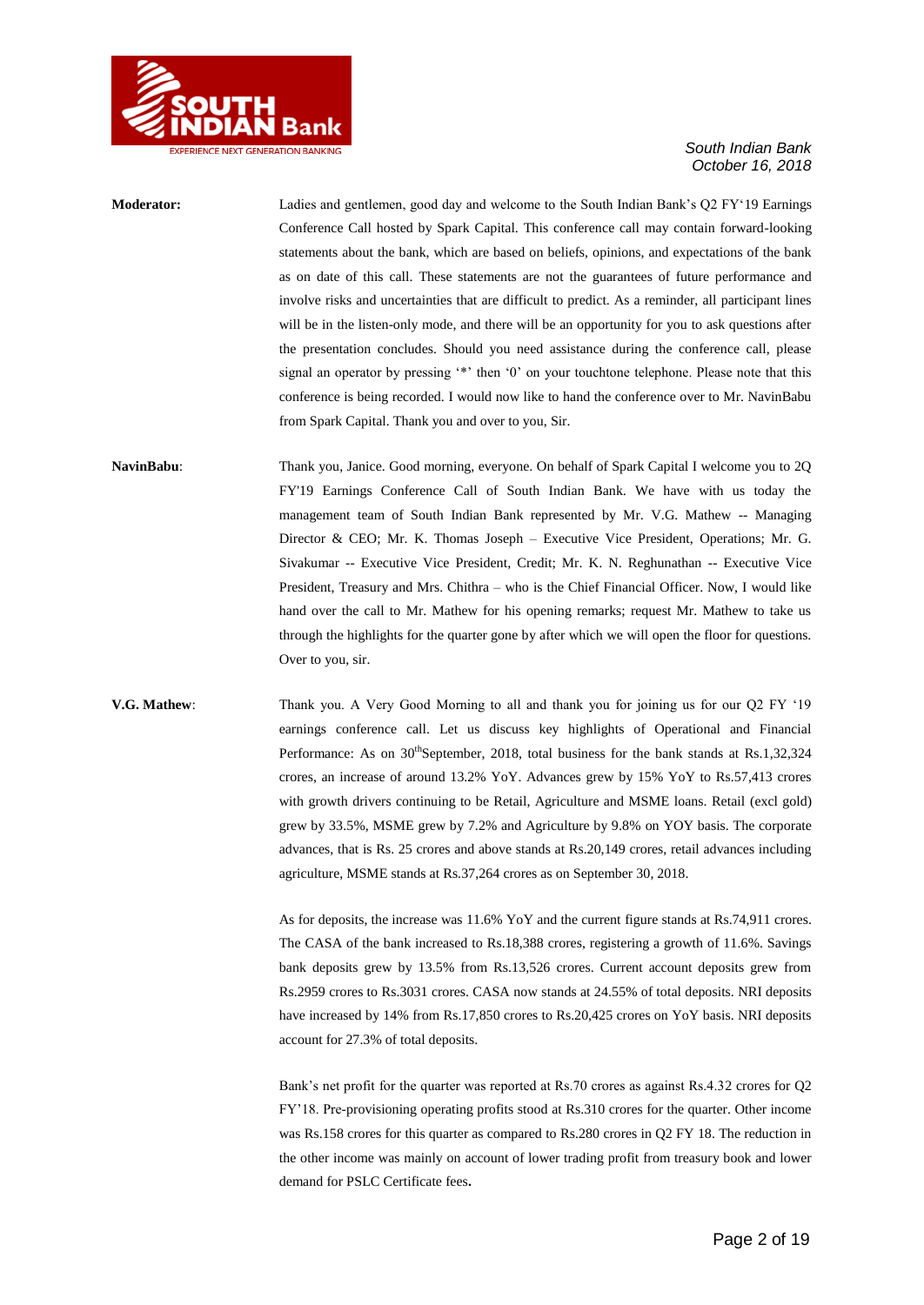**Moderator:** Ladies and gentlemen, good day and welcome to the South Indian Bank's Q2 FY'19 Earnings Conference Call hosted by Spark Capital. This conference call may contain forward-looking statements about the bank, which are based on beliefs, opinions, and expectations of the bank as on date of this call. These statements are not the guarantees of future performance and involve risks and uncertainties that are difficult to predict. As a reminder, all participant lines will be in the listen-only mode, and there will be an opportunity for you to ask questions after the presentation concludes. Should you need assistance during the conference call, please signal an operator by pressing '*' then '0' on your touchtone telephone. Please note that this conference is being recorded. I would now like to hand the conference over to Mr. NavinBabu from Spark Capital. Thank you and over to you, Sir.

**NavinBabu**: Thank you, Janice. Good morning, everyone. On behalf of Spark Capital I welcome you to 2Q FY'19 Earnings Conference Call of South Indian Bank. We have with us today the management team of South Indian Bank represented by Mr. V.G. Mathew -- Managing Director & CEO; Mr. K. Thomas Joseph – Executive Vice President, Operations; Mr. G. Sivakumar -- Executive Vice President, Credit; Mr. K. N. Reghunathan -- Executive Vice President, Treasury and Mrs. Chithra – who is the Chief Financial Officer. Now, I would like hand over the call to Mr. Mathew for his opening remarks; request Mr. Mathew to take us through the highlights for the quarter gone by after which we will open the floor for questions. Over to you, sir.

**V.G. Mathew**: Thank you. A Very Good Morning to all and thank you for joining us for our Q2 FY '19 earnings conference call. Let us discuss key highlights of Operational and Financial Performance: As on 30thSeptember, 2018, total business for the bank stands at Rs.1,32,324 crores, an increase of around 13.2% YoY. Advances grew by 15% YoY to Rs.57,413 crores with growth drivers continuing to be Retail, Agriculture and MSME loans. Retail (excl gold) grew by 33.5%, MSME grew by 7.2% and Agriculture by 9.8% on YOY basis. The corporate advances, that is Rs. 25 crores and above stands at Rs.20,149 crores, retail advances including agriculture, MSME stands at Rs.37,264 crores as on September 30, 2018.

As for deposits, the increase was 11.6% YoY and the current figure stands at Rs.74,911 crores. The CASA of the bank increased to Rs.18,388 crores, registering a growth of 11.6%. Savings bank deposits grew by 13.5% from Rs.13,526 crores. Current account deposits grew from Rs.2959 crores to Rs.3031 crores. CASA now stands at 24.55% of total deposits. NRI deposits have increased by 14% from Rs.17,850 crores to Rs.20,425 crores on YoY basis. NRI deposits account for 27.3% of total deposits.

Bank's net profit for the quarter was reported at Rs.70 crores as against Rs.4.32 crores for Q2 FY'18. Pre-provisioning operating profits stood at Rs.310 crores for the quarter. Other income was Rs.158 crores for this quarter as compared to Rs.280 crores in Q2 FY 18. The reduction in the other income was mainly on account of lower trading profit from treasury book and lower demand for PSLC Certificate fees**.**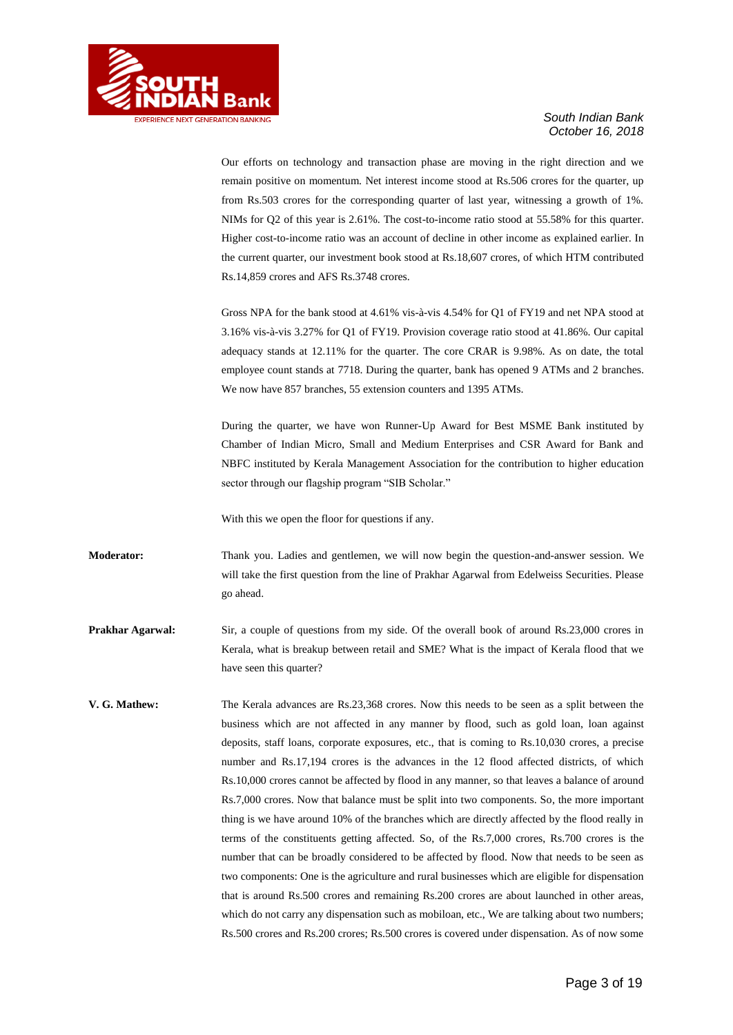Our efforts on technology and transaction phase are moving in the right direction and we remain positive on momentum. Net interest income stood at Rs.506 crores for the quarter, up from Rs.503 crores for the corresponding quarter of last year, witnessing a growth of 1%. NIMs for Q2 of this year is 2.61%. The cost-to-income ratio stood at 55.58% for this quarter. Higher cost-to-income ratio was an account of decline in other income as explained earlier. In the current quarter, our investment book stood at Rs.18,607 crores, of which HTM contributed Rs.14,859 crores and AFS Rs.3748 crores.

Gross NPA for the bank stood at 4.61% vis-à-vis 4.54% for Q1 of FY19 and net NPA stood at 3.16% vis-à-vis 3.27% for Q1 of FY19. Provision coverage ratio stood at 41.86%. Our capital adequacy stands at 12.11% for the quarter. The core CRAR is 9.98%. As on date, the total employee count stands at 7718. During the quarter, bank has opened 9 ATMs and 2 branches. We now have 857 branches, 55 extension counters and 1395 ATMs.

During the quarter, we have won Runner-Up Award for Best MSME Bank instituted by Chamber of Indian Micro, Small and Medium Enterprises and CSR Award for Bank and NBFC instituted by Kerala Management Association for the contribution to higher education sector through our flagship program "SIB Scholar."

With this we open the floor for questions if any.

**Moderator:** Thank you. Ladies and gentlemen, we will now begin the question-and-answer session. We will take the first question from the line of Prakhar Agarwal from Edelweiss Securities. Please go ahead.

**Prakhar Agarwal:** Sir, a couple of questions from my side. Of the overall book of around Rs.23,000 crores in Kerala, what is breakup between retail and SME? What is the impact of Kerala flood that we have seen this quarter?

**V. G. Mathew:** The Kerala advances are Rs.23,368 crores. Now this needs to be seen as a split between the business which are not affected in any manner by flood, such as gold loan, loan against deposits, staff loans, corporate exposures, etc., that is coming to Rs.10,030 crores, a precise number and Rs.17,194 crores is the advances in the 12 flood affected districts, of which Rs.10,000 crores cannot be affected by flood in any manner, so that leaves a balance of around Rs.7,000 crores. Now that balance must be split into two components. So, the more important thing is we have around 10% of the branches which are directly affected by the flood really in terms of the constituents getting affected. So, of the Rs.7,000 crores, Rs.700 crores is the number that can be broadly considered to be affected by flood. Now that needs to be seen as two components: One is the agriculture and rural businesses which are eligible for dispensation that is around Rs.500 crores and remaining Rs.200 crores are about launched in other areas, which do not carry any dispensation such as mobiloan, etc., We are talking about two numbers; Rs.500 crores and Rs.200 crores; Rs.500 crores is covered under dispensation. As of now some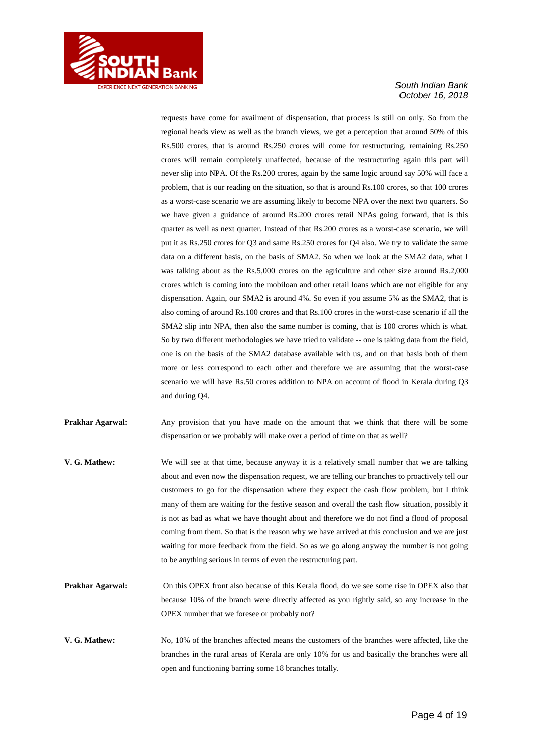requests have come for availment of dispensation, that process is still on only. So from the regional heads view as well as the branch views, we get a perception that around 50% of this Rs.500 crores, that is around Rs.250 crores will come for restructuring, remaining Rs.250 crores will remain completely unaffected, because of the restructuring again this part will never slip into NPA. Of the Rs.200 crores, again by the same logic around say 50% will face a problem, that is our reading on the situation, so that is around Rs.100 crores, so that 100 crores as a worst-case scenario we are assuming likely to become NPA over the next two quarters. So we have given a guidance of around Rs.200 crores retail NPAs going forward, that is this quarter as well as next quarter. Instead of that Rs.200 crores as a worst-case scenario, we will put it as Rs.250 crores for Q3 and same Rs.250 crores for Q4 also. We try to validate the same data on a different basis, on the basis of SMA2. So when we look at the SMA2 data, what I was talking about as the Rs.5,000 crores on the agriculture and other size around Rs.2,000 crores which is coming into the mobiloan and other retail loans which are not eligible for any dispensation. Again, our SMA2 is around 4%. So even if you assume 5% as the SMA2, that is also coming of around Rs.100 crores and that Rs.100 crores in the worst-case scenario if all the SMA2 slip into NPA, then also the same number is coming, that is 100 crores which is what. So by two different methodologies we have tried to validate -- one is taking data from the field, one is on the basis of the SMA2 database available with us, and on that basis both of them more or less correspond to each other and therefore we are assuming that the worst-case scenario we will have Rs.50 crores addition to NPA on account of flood in Kerala during Q3 and during Q4.

**Prakhar Agarwal:** Any provision that you have made on the amount that we think that there will be some dispensation or we probably will make over a period of time on that as well?

**V. G. Mathew:** We will see at that time, because anyway it is a relatively small number that we are talking about and even now the dispensation request, we are telling our branches to proactively tell our customers to go for the dispensation where they expect the cash flow problem, but I think many of them are waiting for the festive season and overall the cash flow situation, possibly it is not as bad as what we have thought about and therefore we do not find a flood of proposal coming from them. So that is the reason why we have arrived at this conclusion and we are just waiting for more feedback from the field. So as we go along anyway the number is not going to be anything serious in terms of even the restructuring part.

**Prakhar Agarwal:** On this OPEX front also because of this Kerala flood, do we see some rise in OPEX also that because 10% of the branch were directly affected as you rightly said, so any increase in the OPEX number that we foresee or probably not?

**V. G. Mathew:** No, 10% of the branches affected means the customers of the branches were affected, like the branches in the rural areas of Kerala are only 10% for us and basically the branches were all open and functioning barring some 18 branches totally.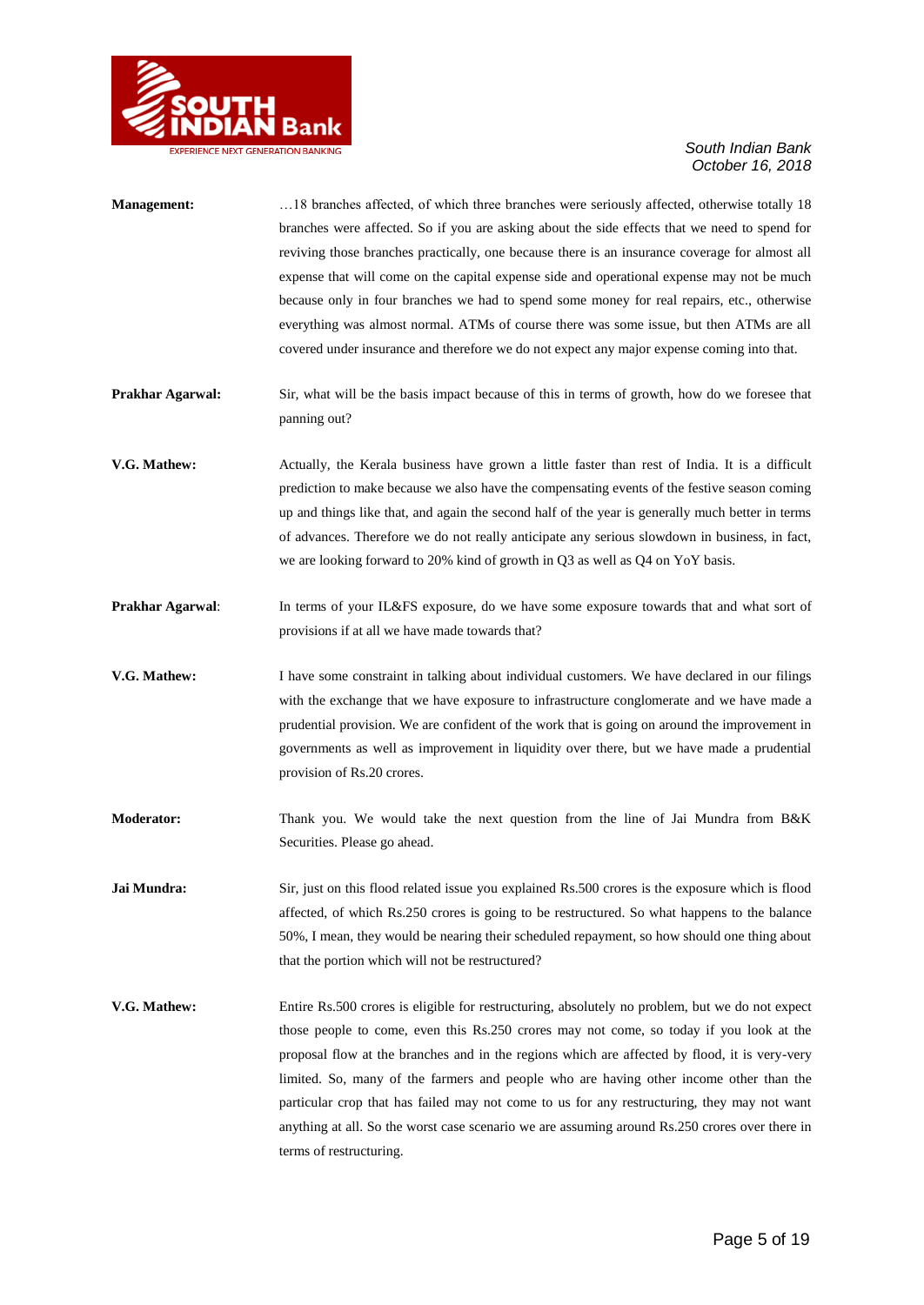**Management:** …18 branches affected, of which three branches were seriously affected, otherwise totally 18 branches were affected. So if you are asking about the side effects that we need to spend for reviving those branches practically, one because there is an insurance coverage for almost all expense that will come on the capital expense side and operational expense may not be much because only in four branches we had to spend some money for real repairs, etc., otherwise everything was almost normal. ATMs of course there was some issue, but then ATMs are all covered under insurance and therefore we do not expect any major expense coming into that.

**Prakhar Agarwal:** Sir, what will be the basis impact because of this in terms of growth, how do we foresee that panning out?

**V.G. Mathew:** Actually, the Kerala business have grown a little faster than rest of India. It is a difficult prediction to make because we also have the compensating events of the festive season coming up and things like that, and again the second half of the year is generally much better in terms of advances. Therefore we do not really anticipate any serious slowdown in business, in fact, we are looking forward to 20% kind of growth in Q3 as well as Q4 on YoY basis.

**Prakhar Agarwal**: In terms of your IL&FS exposure, do we have some exposure towards that and what sort of provisions if at all we have made towards that?

**V.G. Mathew:** I have some constraint in talking about individual customers. We have declared in our filings with the exchange that we have exposure to infrastructure conglomerate and we have made a prudential provision. We are confident of the work that is going on around the improvement in governments as well as improvement in liquidity over there, but we have made a prudential provision of Rs.20 crores.

**Moderator:** Thank you. We would take the next question from the line of Jai Mundra from B&K Securities. Please go ahead.

**Jai Mundra:** Sir, just on this flood related issue you explained Rs.500 crores is the exposure which is flood affected, of which Rs.250 crores is going to be restructured. So what happens to the balance 50%, I mean, they would be nearing their scheduled repayment, so how should one thing about that the portion which will not be restructured?

**V.G. Mathew:** Entire Rs.500 crores is eligible for restructuring, absolutely no problem, but we do not expect those people to come, even this Rs.250 crores may not come, so today if you look at the proposal flow at the branches and in the regions which are affected by flood, it is very-very limited. So, many of the farmers and people who are having other income other than the particular crop that has failed may not come to us for any restructuring, they may not want anything at all. So the worst case scenario we are assuming around Rs.250 crores over there in terms of restructuring.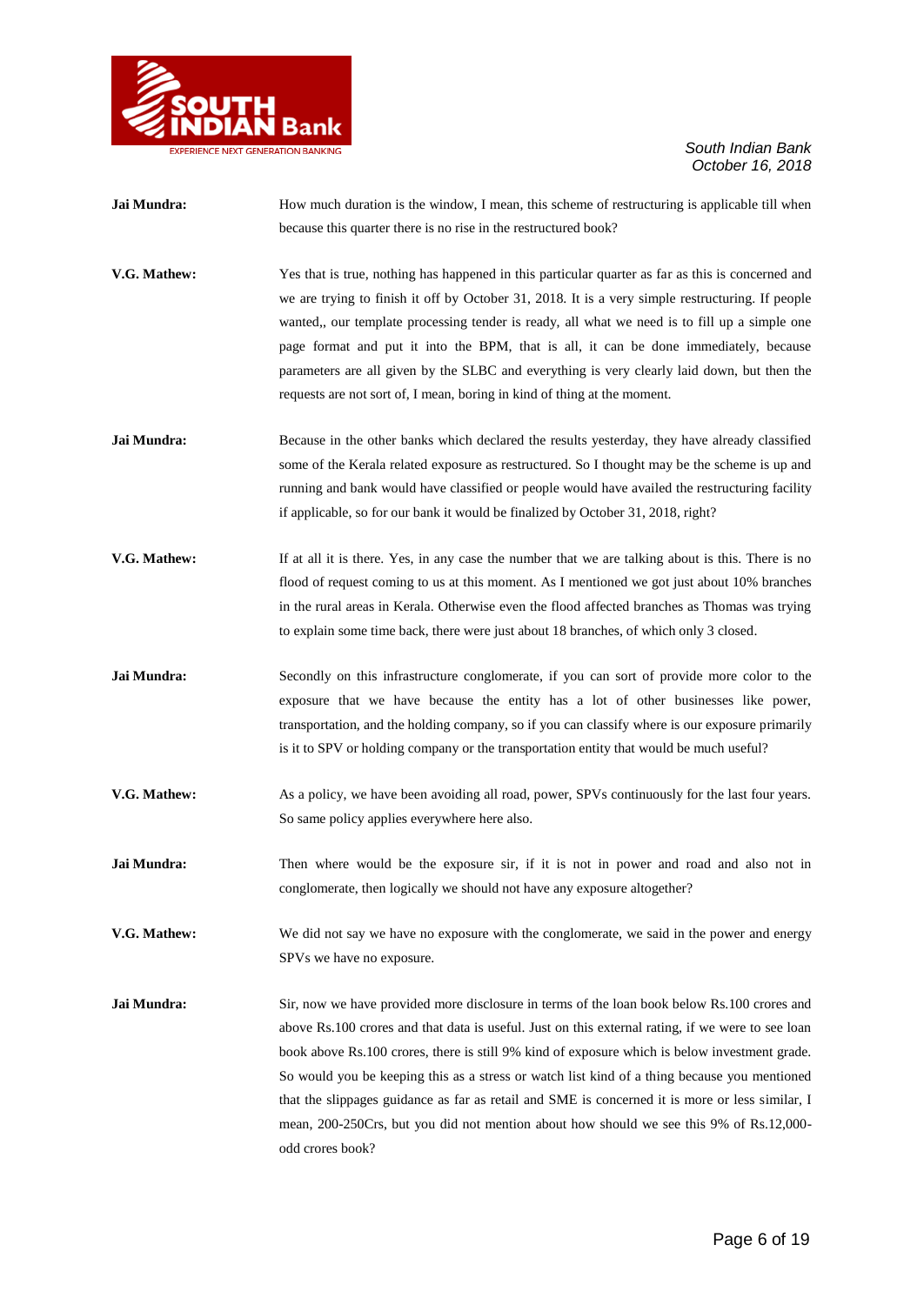**Jai Mundra:** How much duration is the window, I mean, this scheme of restructuring is applicable till when because this quarter there is no rise in the restructured book?

**V.G. Mathew:** Yes that is true, nothing has happened in this particular quarter as far as this is concerned and we are trying to finish it off by October 31, 2018. It is a very simple restructuring. If people wanted,, our template processing tender is ready, all what we need is to fill up a simple one page format and put it into the BPM, that is all, it can be done immediately, because parameters are all given by the SLBC and everything is very clearly laid down, but then the requests are not sort of, I mean, boring in kind of thing at the moment.

**Jai Mundra:** Because in the other banks which declared the results yesterday, they have already classified some of the Kerala related exposure as restructured. So I thought may be the scheme is up and running and bank would have classified or people would have availed the restructuring facility if applicable, so for our bank it would be finalized by October 31, 2018, right?

**V.G. Mathew:** If at all it is there. Yes, in any case the number that we are talking about is this. There is no flood of request coming to us at this moment. As I mentioned we got just about 10% branches in the rural areas in Kerala. Otherwise even the flood affected branches as Thomas was trying to explain some time back, there were just about 18 branches, of which only 3 closed.

**Jai Mundra:** Secondly on this infrastructure conglomerate, if you can sort of provide more color to the exposure that we have because the entity has a lot of other businesses like power, transportation, and the holding company, so if you can classify where is our exposure primarily is it to SPV or holding company or the transportation entity that would be much useful?

**V.G. Mathew:** As a policy, we have been avoiding all road, power, SPVs continuously for the last four years. So same policy applies everywhere here also.

**Jai Mundra:** Then where would be the exposure sir, if it is not in power and road and also not in conglomerate, then logically we should not have any exposure altogether?

**V.G. Mathew:** We did not say we have no exposure with the conglomerate, we said in the power and energy SPVs we have no exposure.

**Jai Mundra:** Sir, now we have provided more disclosure in terms of the loan book below Rs.100 crores and above Rs.100 crores and that data is useful. Just on this external rating, if we were to see loan book above Rs.100 crores, there is still 9% kind of exposure which is below investment grade. So would you be keeping this as a stress or watch list kind of a thing because you mentioned that the slippages guidance as far as retail and SME is concerned it is more or less similar, I mean, 200-250Crs, but you did not mention about how should we see this 9% of Rs.12,000-odd crores book?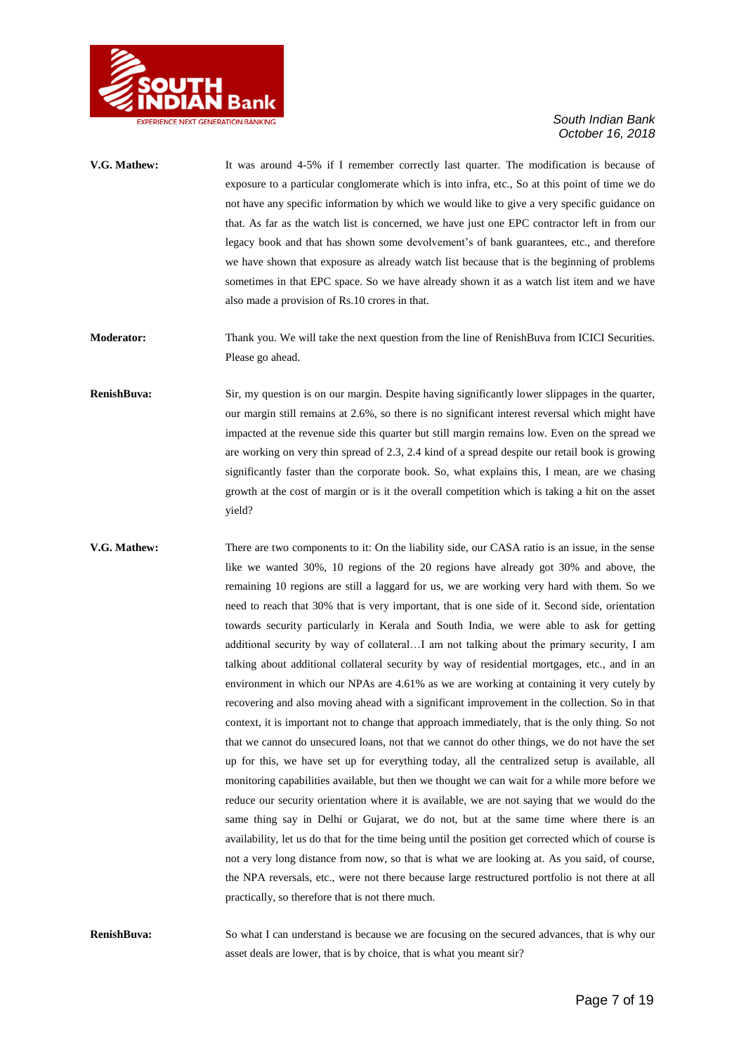**V.G. Mathew:** It was around 4-5% if I remember correctly last quarter. The modification is because of exposure to a particular conglomerate which is into infra, etc., So at this point of time we do not have any specific information by which we would like to give a very specific guidance on that. As far as the watch list is concerned, we have just one EPC contractor left in from our legacy book and that has shown some devolvement's of bank guarantees, etc., and therefore we have shown that exposure as already watch list because that is the beginning of problems sometimes in that EPC space. So we have already shown it as a watch list item and we have also made a provision of Rs.10 crores in that.

**Moderator:** Thank you. We will take the next question from the line of RenishBuva from ICICI Securities. Please go ahead.

**RenishBuva:** Sir, my question is on our margin. Despite having significantly lower slippages in the quarter, our margin still remains at 2.6%, so there is no significant interest reversal which might have impacted at the revenue side this quarter but still margin remains low. Even on the spread we are working on very thin spread of 2.3, 2.4 kind of a spread despite our retail book is growing significantly faster than the corporate book. So, what explains this, I mean, are we chasing growth at the cost of margin or is it the overall competition which is taking a hit on the asset yield?

**V.G. Mathew:** There are two components to it: On the liability side, our CASA ratio is an issue, in the sense like we wanted 30%, 10 regions of the 20 regions have already got 30% and above, the remaining 10 regions are still a laggard for us, we are working very hard with them. So we need to reach that 30% that is very important, that is one side of it. Second side, orientation towards security particularly in Kerala and South India, we were able to ask for getting additional security by way of collateral…I am not talking about the primary security, I am talking about additional collateral security by way of residential mortgages, etc., and in an environment in which our NPAs are 4.61% as we are working at containing it very cutely by recovering and also moving ahead with a significant improvement in the collection. So in that context, it is important not to change that approach immediately, that is the only thing. So not that we cannot do unsecured loans, not that we cannot do other things, we do not have the set up for this, we have set up for everything today, all the centralized setup is available, all monitoring capabilities available, but then we thought we can wait for a while more before we reduce our security orientation where it is available, we are not saying that we would do the same thing say in Delhi or Gujarat, we do not, but at the same time where there is an availability, let us do that for the time being until the position get corrected which of course is not a very long distance from now, so that is what we are looking at. As you said, of course, the NPA reversals, etc., were not there because large restructured portfolio is not there at all practically, so therefore that is not there much.

**RenishBuva:** So what I can understand is because we are focusing on the secured advances, that is why our asset deals are lower, that is by choice, that is what you meant sir?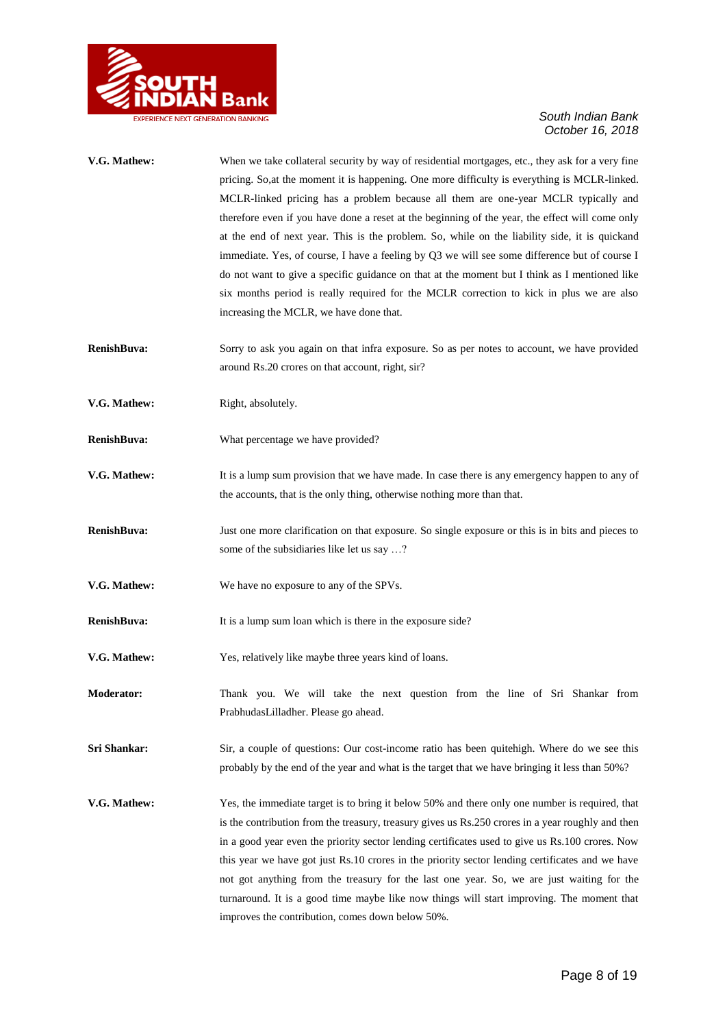**V.G. Mathew:** When we take collateral security by way of residential mortgages, etc., they ask for a very fine pricing. So,at the moment it is happening. One more difficulty is everything is MCLR-linked. MCLR-linked pricing has a problem because all them are one-year MCLR typically and therefore even if you have done a reset at the beginning of the year, the effect will come only at the end of next year. This is the problem. So, while on the liability side, it is quickand immediate. Yes, of course, I have a feeling by Q3 we will see some difference but of course I do not want to give a specific guidance on that at the moment but I think as I mentioned like six months period is really required for the MCLR correction to kick in plus we are also increasing the MCLR, we have done that.

**RenishBuva:** Sorry to ask you again on that infra exposure. So as per notes to account, we have provided around Rs.20 crores on that account, right, sir?

**V.G. Mathew:** Right, absolutely.

**RenishBuva:** What percentage we have provided?

**V.G. Mathew:** It is a lump sum provision that we have made. In case there is any emergency happen to any of the accounts, that is the only thing, otherwise nothing more than that.

**RenishBuva:** Just one more clarification on that exposure. So single exposure or this is in bits and pieces to some of the subsidiaries like let us say …?

**V.G. Mathew:** We have no exposure to any of the SPVs.

**RenishBuva:** It is a lump sum loan which is there in the exposure side?

**V.G. Mathew:** Yes, relatively like maybe three years kind of loans.

**Moderator:** Thank you. We will take the next question from the line of Sri Shankar from PrabhudasLilladher. Please go ahead.

**Sri Shankar:** Sir, a couple of questions: Our cost-income ratio has been quitehigh. Where do we see this probably by the end of the year and what is the target that we have bringing it less than 50%?

**V.G. Mathew:** Yes, the immediate target is to bring it below 50% and there only one number is required, that is the contribution from the treasury, treasury gives us Rs.250 crores in a year roughly and then in a good year even the priority sector lending certificates used to give us Rs.100 crores. Now this year we have got just Rs.10 crores in the priority sector lending certificates and we have not got anything from the treasury for the last one year. So, we are just waiting for the turnaround. It is a good time maybe like now things will start improving. The moment that improves the contribution, comes down below 50%.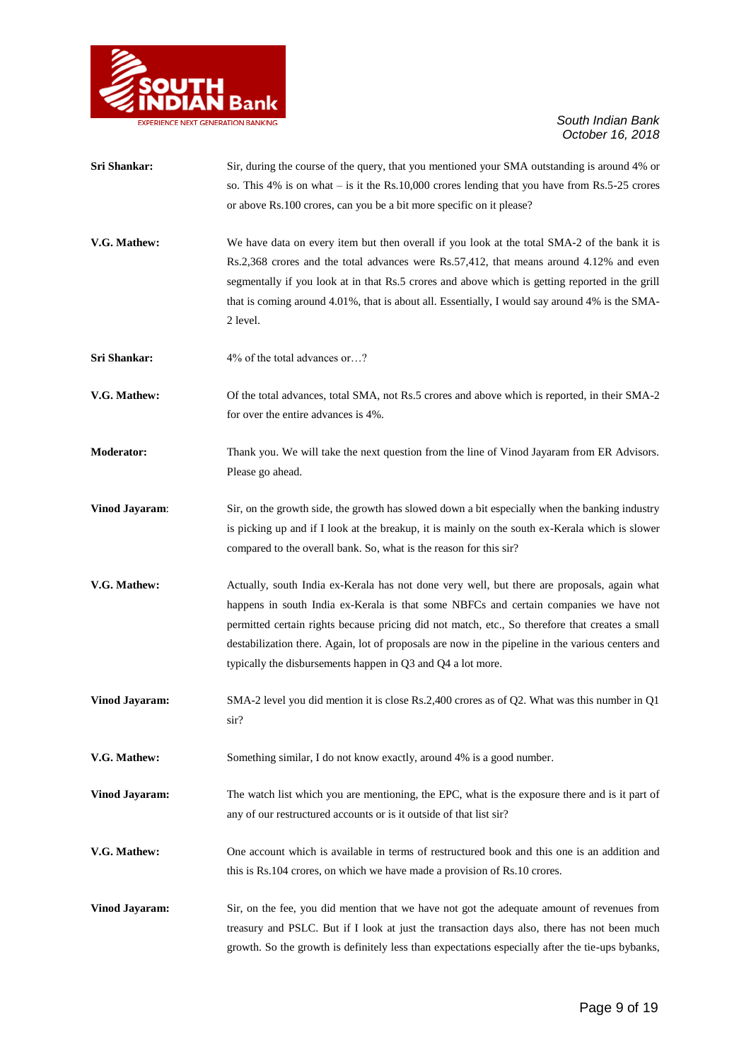**Sri Shankar:** Sir, during the course of the query, that you mentioned your SMA outstanding is around 4% or so. This 4% is on what – is it the Rs.10,000 crores lending that you have from Rs.5-25 crores or above Rs.100 crores, can you be a bit more specific on it please?

**V.G. Mathew:** We have data on every item but then overall if you look at the total SMA-2 of the bank it is Rs.2,368 crores and the total advances were Rs.57,412, that means around 4.12% and even segmentally if you look at in that Rs.5 crores and above which is getting reported in the grill that is coming around 4.01%, that is about all. Essentially, I would say around 4% is the SMA-2 level.

**Sri Shankar:** 4% of the total advances or…?

**V.G. Mathew:** Of the total advances, total SMA, not Rs.5 crores and above which is reported, in their SMA-2 for over the entire advances is 4%.

**Moderator:** Thank you. We will take the next question from the line of Vinod Jayaram from ER Advisors. Please go ahead.

**Vinod Jayaram:** Sir, on the growth side, the growth has slowed down a bit especially when the banking industry is picking up and if I look at the breakup, it is mainly on the south ex-Kerala which is slower compared to the overall bank. So, what is the reason for this sir?

**V.G. Mathew:** Actually, south India ex-Kerala has not done very well, but there are proposals, again what happens in south India ex-Kerala is that some NBFCs and certain companies we have not permitted certain rights because pricing did not match, etc., So therefore that creates a small destabilization there. Again, lot of proposals are now in the pipeline in the various centers and typically the disbursements happen in Q3 and Q4 a lot more.

**Vinod Jayaram:** SMA-2 level you did mention it is close Rs.2,400 crores as of Q2. What was this number in Q1 sir?

**V.G. Mathew:** Something similar, I do not know exactly, around 4% is a good number.

**Vinod Jayaram:** The watch list which you are mentioning, the EPC, what is the exposure there and is it part of any of our restructured accounts or is it outside of that list sir?

**V.G. Mathew:** One account which is available in terms of restructured book and this one is an addition and this is Rs.104 crores, on which we have made a provision of Rs.10 crores.

**Vinod Jayaram:** Sir, on the fee, you did mention that we have not got the adequate amount of revenues from treasury and PSLC. But if I look at just the transaction days also, there has not been much growth. So the growth is definitely less than expectations especially after the tie-ups bybanks,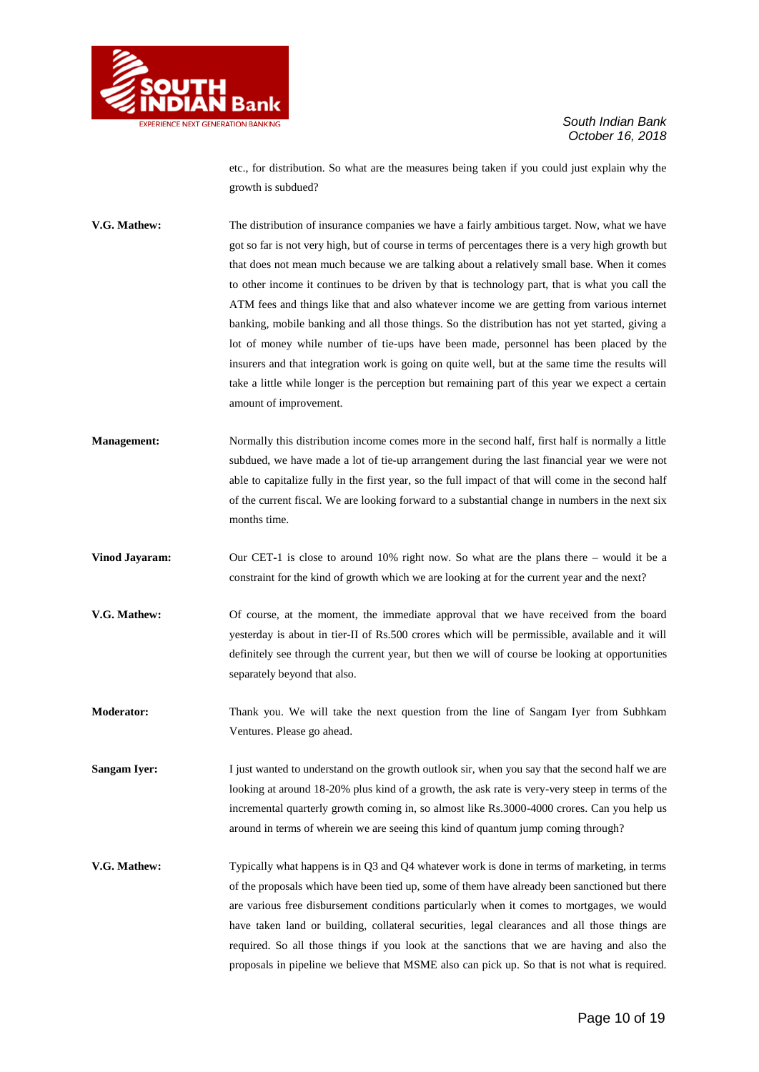etc., for distribution. So what are the measures being taken if you could just explain why the growth is subdued?

**V.G. Mathew:** The distribution of insurance companies we have a fairly ambitious target. Now, what we have got so far is not very high, but of course in terms of percentages there is a very high growth but that does not mean much because we are talking about a relatively small base. When it comes to other income it continues to be driven by that is technology part, that is what you call the ATM fees and things like that and also whatever income we are getting from various internet banking, mobile banking and all those things. So the distribution has not yet started, giving a lot of money while number of tie-ups have been made, personnel has been placed by the insurers and that integration work is going on quite well, but at the same time the results will take a little while longer is the perception but remaining part of this year we expect a certain amount of improvement.

**Management:** Normally this distribution income comes more in the second half, first half is normally a little subdued, we have made a lot of tie-up arrangement during the last financial year we were not able to capitalize fully in the first year, so the full impact of that will come in the second half of the current fiscal. We are looking forward to a substantial change in numbers in the next six months time.

**Vinod Jayaram:** Our CET-1 is close to around 10% right now. So what are the plans there – would it be a constraint for the kind of growth which we are looking at for the current year and the next?

**V.G. Mathew:** Of course, at the moment, the immediate approval that we have received from the board yesterday is about in tier-II of Rs.500 crores which will be permissible, available and it will definitely see through the current year, but then we will of course be looking at opportunities separately beyond that also.

**Moderator:** Thank you. We will take the next question from the line of Sangam Iyer from Subhkam Ventures. Please go ahead.

**Sangam Iyer:** I just wanted to understand on the growth outlook sir, when you say that the second half we are looking at around 18-20% plus kind of a growth, the ask rate is very-very steep in terms of the incremental quarterly growth coming in, so almost like Rs.3000-4000 crores. Can you help us around in terms of wherein we are seeing this kind of quantum jump coming through?

**V.G. Mathew:** Typically what happens is in Q3 and Q4 whatever work is done in terms of marketing, in terms of the proposals which have been tied up, some of them have already been sanctioned but there are various free disbursement conditions particularly when it comes to mortgages, we would have taken land or building, collateral securities, legal clearances and all those things are required. So all those things if you look at the sanctions that we are having and also the proposals in pipeline we believe that MSME also can pick up. So that is not what is required.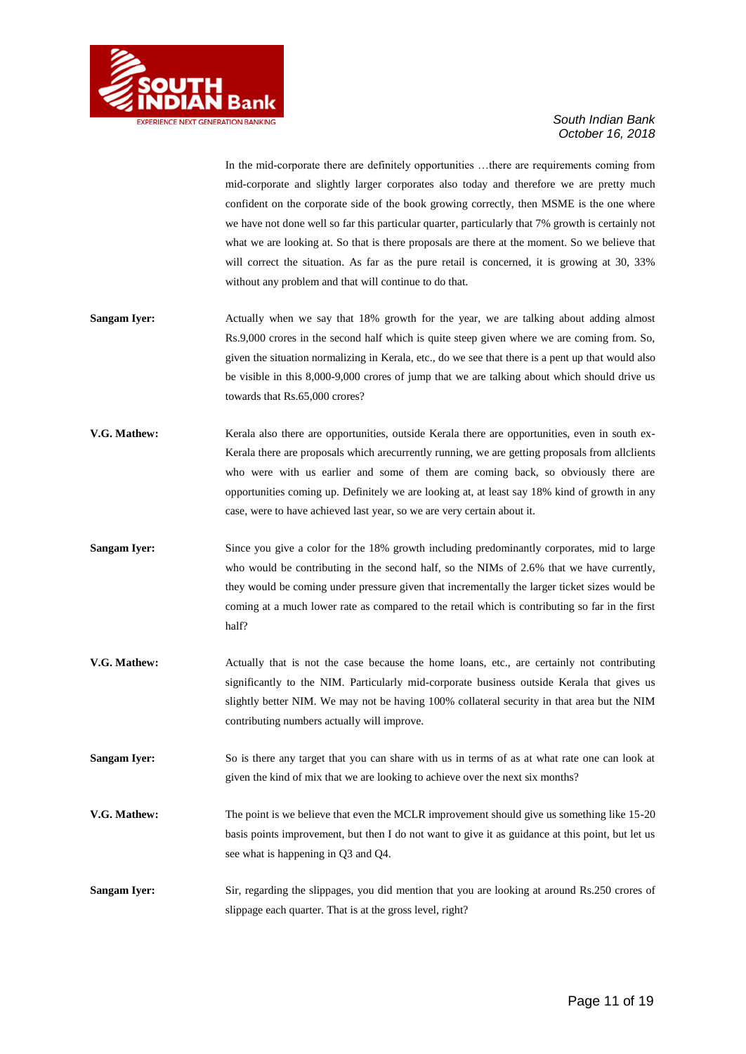In the mid-corporate there are definitely opportunities …there are requirements coming from mid-corporate and slightly larger corporates also today and therefore we are pretty much confident on the corporate side of the book growing correctly, then MSME is the one where we have not done well so far this particular quarter, particularly that 7% growth is certainly not what we are looking at. So that is there proposals are there at the moment. So we believe that will correct the situation. As far as the pure retail is concerned, it is growing at 30, 33% without any problem and that will continue to do that.

**Sangam Iyer:** Actually when we say that 18% growth for the year, we are talking about adding almost Rs.9,000 crores in the second half which is quite steep given where we are coming from. So, given the situation normalizing in Kerala, etc., do we see that there is a pent up that would also be visible in this 8,000-9,000 crores of jump that we are talking about which should drive us towards that Rs.65,000 crores?

**V.G. Mathew:** Kerala also there are opportunities, outside Kerala there are opportunities, even in south ex-Kerala there are proposals which arecurrently running, we are getting proposals from allclients who were with us earlier and some of them are coming back, so obviously there are opportunities coming up. Definitely we are looking at, at least say 18% kind of growth in any case, were to have achieved last year, so we are very certain about it.

**Sangam Iyer:** Since you give a color for the 18% growth including predominantly corporates, mid to large who would be contributing in the second half, so the NIMs of 2.6% that we have currently, they would be coming under pressure given that incrementally the larger ticket sizes would be coming at a much lower rate as compared to the retail which is contributing so far in the first half?

**V.G. Mathew:** Actually that is not the case because the home loans, etc., are certainly not contributing significantly to the NIM. Particularly mid-corporate business outside Kerala that gives us slightly better NIM. We may not be having 100% collateral security in that area but the NIM contributing numbers actually will improve.

**Sangam Iyer:** So is there any target that you can share with us in terms of as at what rate one can look at given the kind of mix that we are looking to achieve over the next six months?

**V.G. Mathew:** The point is we believe that even the MCLR improvement should give us something like 15-20 basis points improvement, but then I do not want to give it as guidance at this point, but let us see what is happening in Q3 and Q4.

**Sangam Iyer:** Sir, regarding the slippages, you did mention that you are looking at around Rs.250 crores of slippage each quarter. That is at the gross level, right?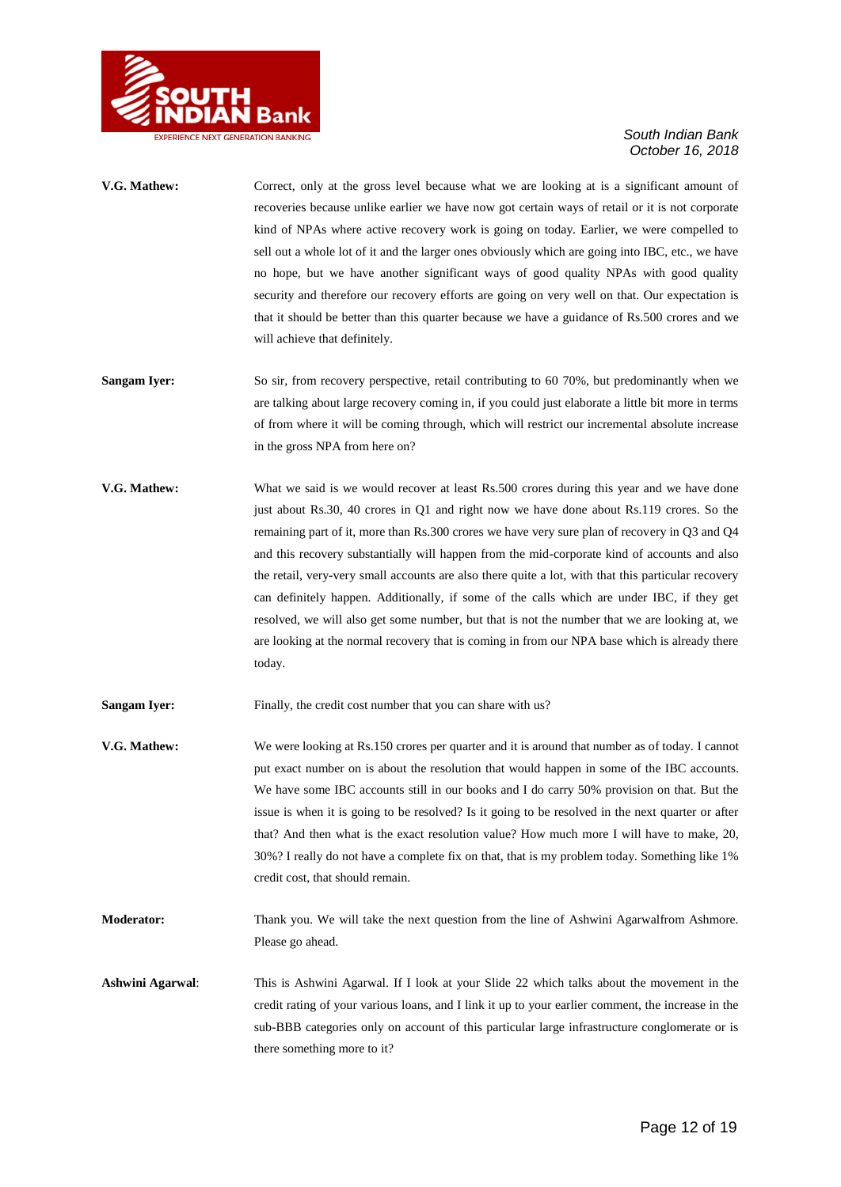**V.G. Mathew:** Correct, only at the gross level because what we are looking at is a significant amount of recoveries because unlike earlier we have now got certain ways of retail or it is not corporate kind of NPAs where active recovery work is going on today. Earlier, we were compelled to sell out a whole lot of it and the larger ones obviously which are going into IBC, etc., we have no hope, but we have another significant ways of good quality NPAs with good quality security and therefore our recovery efforts are going on very well on that. Our expectation is that it should be better than this quarter because we have a guidance of Rs.500 crores and we will achieve that definitely.

**Sangam Iyer:** So sir, from recovery perspective, retail contributing to 60 70%, but predominantly when we are talking about large recovery coming in, if you could just elaborate a little bit more in terms of from where it will be coming through, which will restrict our incremental absolute increase in the gross NPA from here on?

**V.G. Mathew:** What we said is we would recover at least Rs.500 crores during this year and we have done just about Rs.30, 40 crores in Q1 and right now we have done about Rs.119 crores. So the remaining part of it, more than Rs.300 crores we have very sure plan of recovery in Q3 and Q4 and this recovery substantially will happen from the mid-corporate kind of accounts and also the retail, very-very small accounts are also there quite a lot, with that this particular recovery can definitely happen. Additionally, if some of the calls which are under IBC, if they get resolved, we will also get some number, but that is not the number that we are looking at, we are looking at the normal recovery that is coming in from our NPA base which is already there today.

**Sangam Iyer:** Finally, the credit cost number that you can share with us?

**V.G. Mathew:** We were looking at Rs.150 crores per quarter and it is around that number as of today. I cannot put exact number on is about the resolution that would happen in some of the IBC accounts. We have some IBC accounts still in our books and I do carry 50% provision on that. But the issue is when it is going to be resolved? Is it going to be resolved in the next quarter or after that? And then what is the exact resolution value? How much more I will have to make, 20, 30%? I really do not have a complete fix on that, that is my problem today. Something like 1% credit cost, that should remain.

**Moderator:** Thank you. We will take the next question from the line of Ashwini Agarwalfrom Ashmore. Please go ahead.

**Ashwini Agarwal**: This is Ashwini Agarwal. If I look at your Slide 22 which talks about the movement in the credit rating of your various loans, and I link it up to your earlier comment, the increase in the sub-BBB categories only on account of this particular large infrastructure conglomerate or is there something more to it?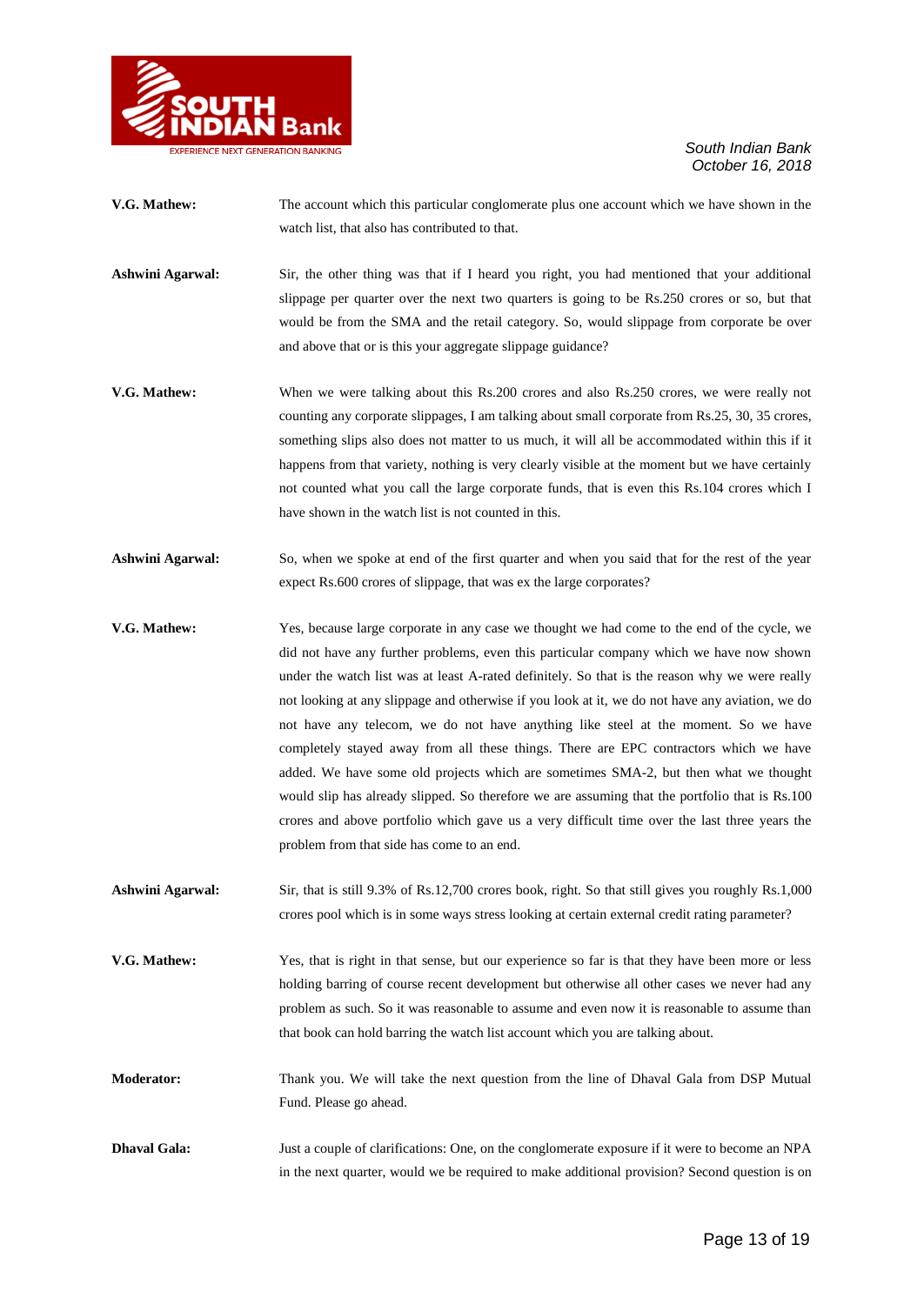**V.G. Mathew:** The account which this particular conglomerate plus one account which we have shown in the watch list, that also has contributed to that.

**Ashwini Agarwal:** Sir, the other thing was that if I heard you right, you had mentioned that your additional slippage per quarter over the next two quarters is going to be Rs.250 crores or so, but that would be from the SMA and the retail category. So, would slippage from corporate be over and above that or is this your aggregate slippage guidance?

**V.G. Mathew:** When we were talking about this Rs.200 crores and also Rs.250 crores, we were really not counting any corporate slippages, I am talking about small corporate from Rs.25, 30, 35 crores, something slips also does not matter to us much, it will all be accommodated within this if it happens from that variety, nothing is very clearly visible at the moment but we have certainly not counted what you call the large corporate funds, that is even this Rs.104 crores which I have shown in the watch list is not counted in this.

**Ashwini Agarwal:** So, when we spoke at end of the first quarter and when you said that for the rest of the year expect Rs.600 crores of slippage, that was ex the large corporates?

**V.G. Mathew:** Yes, because large corporate in any case we thought we had come to the end of the cycle, we did not have any further problems, even this particular company which we have now shown under the watch list was at least A-rated definitely. So that is the reason why we were really not looking at any slippage and otherwise if you look at it, we do not have any aviation, we do not have any telecom, we do not have anything like steel at the moment. So we have completely stayed away from all these things. There are EPC contractors which we have added. We have some old projects which are sometimes SMA-2, but then what we thought would slip has already slipped. So therefore we are assuming that the portfolio that is Rs.100 crores and above portfolio which gave us a very difficult time over the last three years the problem from that side has come to an end.

**Ashwini Agarwal:** Sir, that is still 9.3% of Rs.12,700 crores book, right. So that still gives you roughly Rs.1,000 crores pool which is in some ways stress looking at certain external credit rating parameter?

**V.G. Mathew:** Yes, that is right in that sense, but our experience so far is that they have been more or less holding barring of course recent development but otherwise all other cases we never had any problem as such. So it was reasonable to assume and even now it is reasonable to assume than that book can hold barring the watch list account which you are talking about.

**Moderator:** Thank you. We will take the next question from the line of Dhaval Gala from DSP Mutual Fund. Please go ahead.

**Dhaval Gala:** Just a couple of clarifications: One, on the conglomerate exposure if it were to become an NPA in the next quarter, would we be required to make additional provision? Second question is on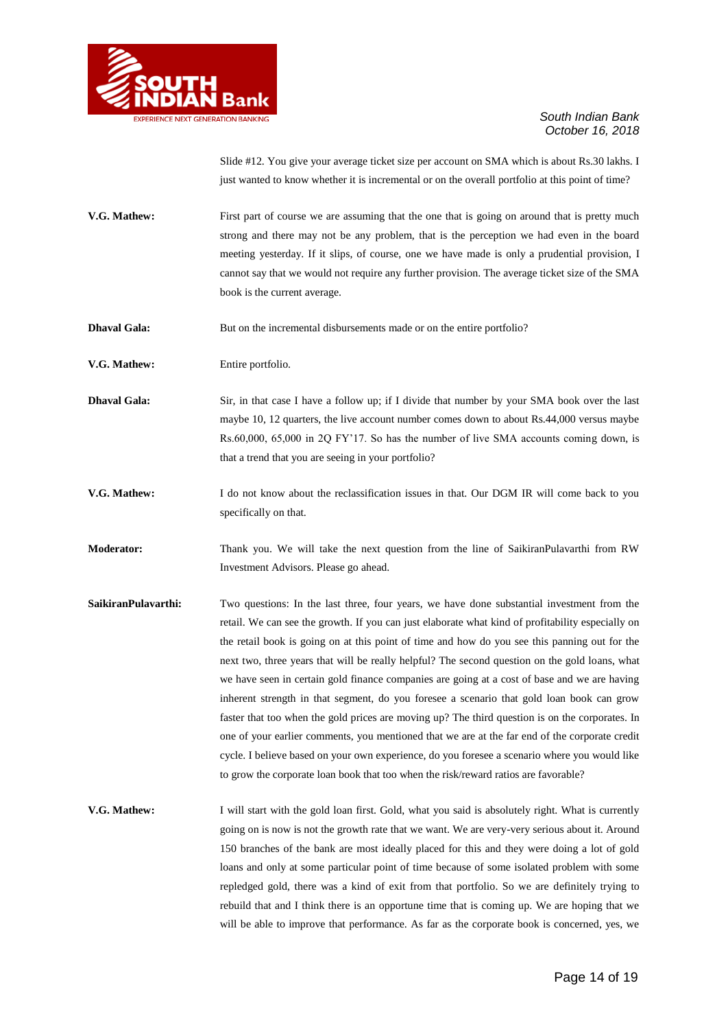Slide #12. You give your average ticket size per account on SMA which is about Rs.30 lakhs. I just wanted to know whether it is incremental or on the overall portfolio at this point of time?

**V.G. Mathew:** First part of course we are assuming that the one that is going on around that is pretty much strong and there may not be any problem, that is the perception we had even in the board meeting yesterday. If it slips, of course, one we have made is only a prudential provision, I cannot say that we would not require any further provision. The average ticket size of the SMA book is the current average.

**Dhaval Gala:** But on the incremental disbursements made or on the entire portfolio?

**V.G. Mathew:** Entire portfolio.

**Dhaval Gala:** Sir, in that case I have a follow up; if I divide that number by your SMA book over the last maybe 10, 12 quarters, the live account number comes down to about Rs.44,000 versus maybe Rs.60,000, 65,000 in 2Q FY'17. So has the number of live SMA accounts coming down, is that a trend that you are seeing in your portfolio?

**V.G. Mathew:** I do not know about the reclassification issues in that. Our DGM IR will come back to you specifically on that.

**Moderator:** Thank you. We will take the next question from the line of SaikiranPulavarthi from RW Investment Advisors. Please go ahead.

**SaikiranPulavarthi:** Two questions: In the last three, four years, we have done substantial investment from the retail. We can see the growth. If you can just elaborate what kind of profitability especially on the retail book is going on at this point of time and how do you see this panning out for the next two, three years that will be really helpful? The second question on the gold loans, what we have seen in certain gold finance companies are going at a cost of base and we are having inherent strength in that segment, do you foresee a scenario that gold loan book can grow faster that too when the gold prices are moving up? The third question is on the corporates. In one of your earlier comments, you mentioned that we are at the far end of the corporate credit cycle. I believe based on your own experience, do you foresee a scenario where you would like to grow the corporate loan book that too when the risk/reward ratios are favorable?

**V.G. Mathew:** I will start with the gold loan first. Gold, what you said is absolutely right. What is currently going on is now is not the growth rate that we want. We are very-very serious about it. Around 150 branches of the bank are most ideally placed for this and they were doing a lot of gold loans and only at some particular point of time because of some isolated problem with some repledged gold, there was a kind of exit from that portfolio. So we are definitely trying to rebuild that and I think there is an opportune time that is coming up. We are hoping that we will be able to improve that performance. As far as the corporate book is concerned, yes, we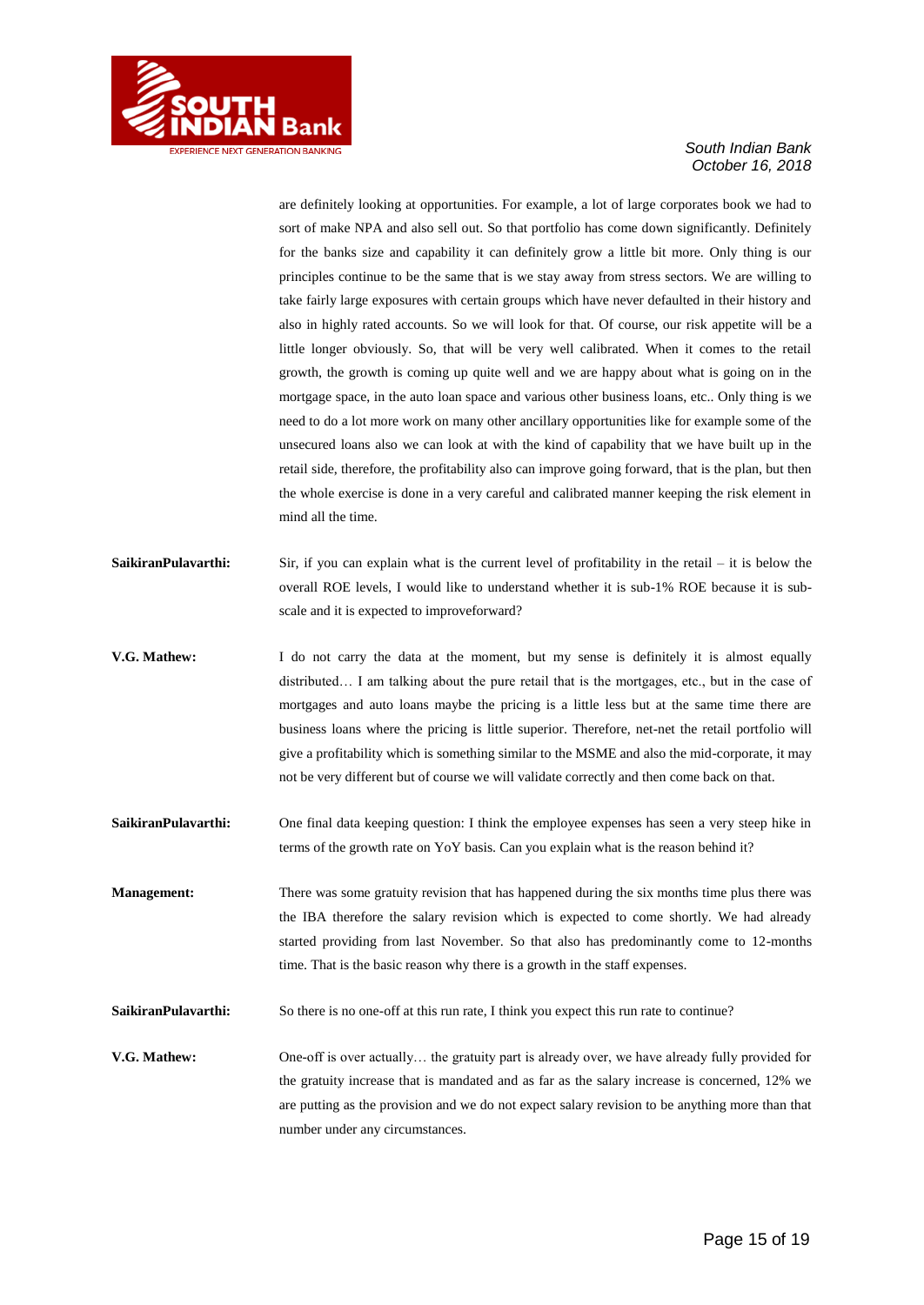are definitely looking at opportunities. For example, a lot of large corporates book we had to sort of make NPA and also sell out. So that portfolio has come down significantly. Definitely for the banks size and capability it can definitely grow a little bit more. Only thing is our principles continue to be the same that is we stay away from stress sectors. We are willing to take fairly large exposures with certain groups which have never defaulted in their history and also in highly rated accounts. So we will look for that. Of course, our risk appetite will be a little longer obviously. So, that will be very well calibrated. When it comes to the retail growth, the growth is coming up quite well and we are happy about what is going on in the mortgage space, in the auto loan space and various other business loans, etc.. Only thing is we need to do a lot more work on many other ancillary opportunities like for example some of the unsecured loans also we can look at with the kind of capability that we have built up in the retail side, therefore, the profitability also can improve going forward, that is the plan, but then the whole exercise is done in a very careful and calibrated manner keeping the risk element in mind all the time.

**SaikiranPulavarthi:** Sir, if you can explain what is the current level of profitability in the retail – it is below the overall ROE levels, I would like to understand whether it is sub-1% ROE because it is sub-scale and it is expected to improveforward?

**V.G. Mathew:** I do not carry the data at the moment, but my sense is definitely it is almost equally distributed… I am talking about the pure retail that is the mortgages, etc., but in the case of mortgages and auto loans maybe the pricing is a little less but at the same time there are business loans where the pricing is little superior. Therefore, net-net the retail portfolio will give a profitability which is something similar to the MSME and also the mid-corporate, it may not be very different but of course we will validate correctly and then come back on that.

**SaikiranPulavarthi:** One final data keeping question: I think the employee expenses has seen a very steep hike in terms of the growth rate on YoY basis. Can you explain what is the reason behind it?

**Management:** There was some gratuity revision that has happened during the six months time plus there was the IBA therefore the salary revision which is expected to come shortly. We had already started providing from last November. So that also has predominantly come to 12-months time. That is the basic reason why there is a growth in the staff expenses.

**SaikiranPulavarthi:** So there is no one-off at this run rate, I think you expect this run rate to continue?

**V.G. Mathew:** One-off is over actually… the gratuity part is already over, we have already fully provided for the gratuity increase that is mandated and as far as the salary increase is concerned, 12% we are putting as the provision and we do not expect salary revision to be anything more than that number under any circumstances.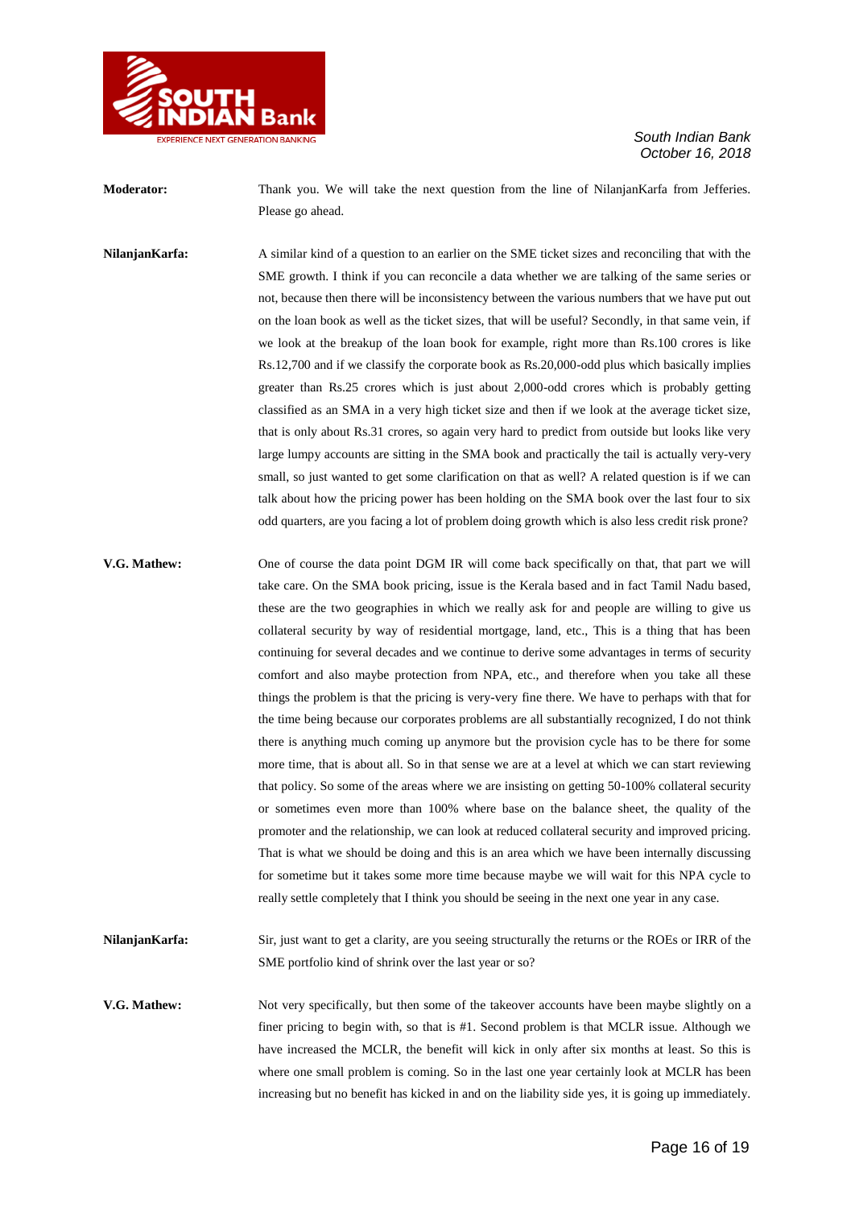**Moderator:** Thank you. We will take the next question from the line of NilanjanKarfa from Jefferies. Please go ahead.

**NilanjanKarfa:** A similar kind of a question to an earlier on the SME ticket sizes and reconciling that with the SME growth. I think if you can reconcile a data whether we are talking of the same series or not, because then there will be inconsistency between the various numbers that we have put out on the loan book as well as the ticket sizes, that will be useful? Secondly, in that same vein, if we look at the breakup of the loan book for example, right more than Rs.100 crores is like Rs.12,700 and if we classify the corporate book as Rs.20,000-odd plus which basically implies greater than Rs.25 crores which is just about 2,000-odd crores which is probably getting classified as an SMA in a very high ticket size and then if we look at the average ticket size, that is only about Rs.31 crores, so again very hard to predict from outside but looks like very large lumpy accounts are sitting in the SMA book and practically the tail is actually very-very small, so just wanted to get some clarification on that as well? A related question is if we can talk about how the pricing power has been holding on the SMA book over the last four to six odd quarters, are you facing a lot of problem doing growth which is also less credit risk prone?

**V.G. Mathew:** One of course the data point DGM IR will come back specifically on that, that part we will take care. On the SMA book pricing, issue is the Kerala based and in fact Tamil Nadu based, these are the two geographies in which we really ask for and people are willing to give us collateral security by way of residential mortgage, land, etc., This is a thing that has been continuing for several decades and we continue to derive some advantages in terms of security comfort and also maybe protection from NPA, etc., and therefore when you take all these things the problem is that the pricing is very-very fine there. We have to perhaps with that for the time being because our corporates problems are all substantially recognized, I do not think there is anything much coming up anymore but the provision cycle has to be there for some more time, that is about all. So in that sense we are at a level at which we can start reviewing that policy. So some of the areas where we are insisting on getting 50-100% collateral security or sometimes even more than 100% where base on the balance sheet, the quality of the promoter and the relationship, we can look at reduced collateral security and improved pricing. That is what we should be doing and this is an area which we have been internally discussing for sometime but it takes some more time because maybe we will wait for this NPA cycle to really settle completely that I think you should be seeing in the next one year in any case.

**NilanjanKarfa:** Sir, just want to get a clarity, are you seeing structurally the returns or the ROEs or IRR of the SME portfolio kind of shrink over the last year or so?

**V.G. Mathew:** Not very specifically, but then some of the takeover accounts have been maybe slightly on a finer pricing to begin with, so that is #1. Second problem is that MCLR issue. Although we have increased the MCLR, the benefit will kick in only after six months at least. So this is where one small problem is coming. So in the last one year certainly look at MCLR has been increasing but no benefit has kicked in and on the liability side yes, it is going up immediately.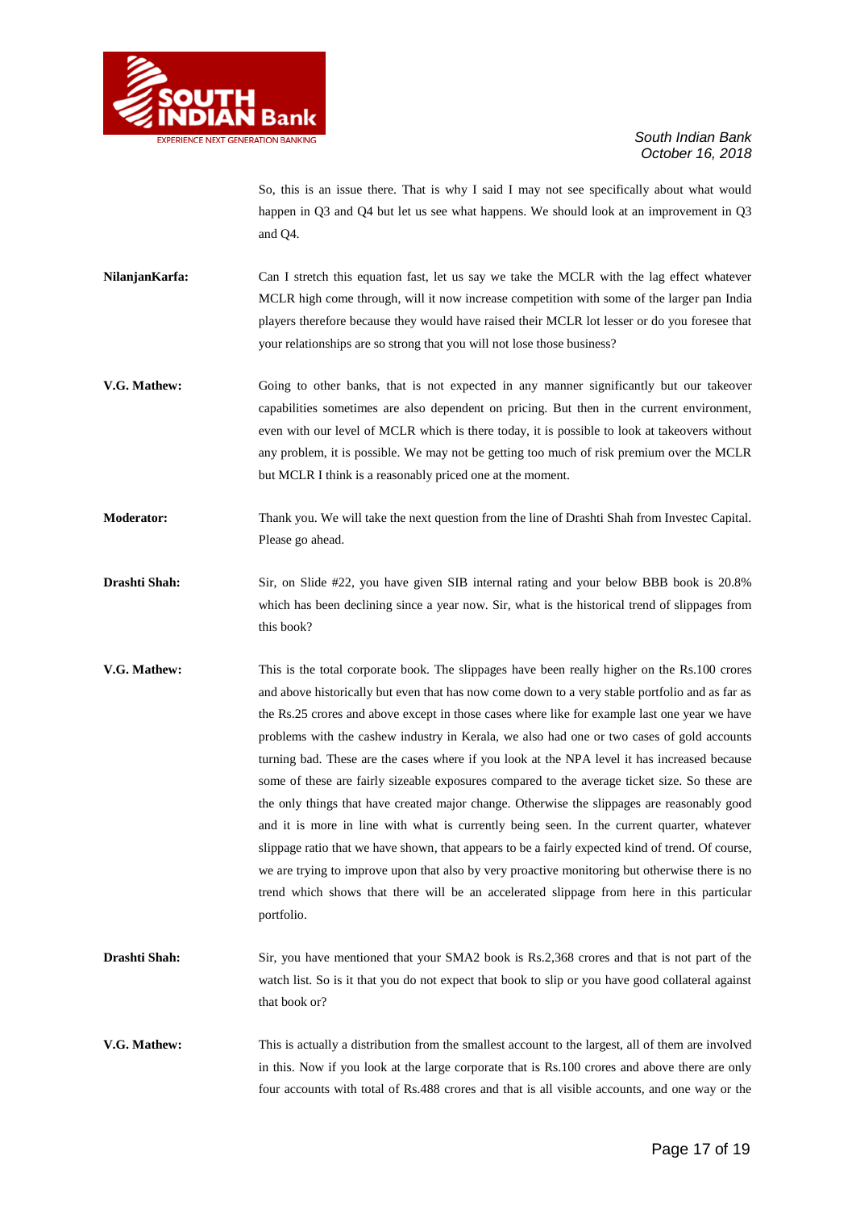So, this is an issue there. That is why I said I may not see specifically about what would happen in Q3 and Q4 but let us see what happens. We should look at an improvement in Q3 and Q4.

**NilanjanKarfa:** Can I stretch this equation fast, let us say we take the MCLR with the lag effect whatever MCLR high come through, will it now increase competition with some of the larger pan India players therefore because they would have raised their MCLR lot lesser or do you foresee that your relationships are so strong that you will not lose those business?

**V.G. Mathew:** Going to other banks, that is not expected in any manner significantly but our takeover capabilities sometimes are also dependent on pricing. But then in the current environment, even with our level of MCLR which is there today, it is possible to look at takeovers without any problem, it is possible. We may not be getting too much of risk premium over the MCLR but MCLR I think is a reasonably priced one at the moment.

**Moderator:** Thank you. We will take the next question from the line of Drashti Shah from Investec Capital. Please go ahead.

**Drashti Shah:** Sir, on Slide #22, you have given SIB internal rating and your below BBB book is 20.8% which has been declining since a year now. Sir, what is the historical trend of slippages from this book?

**V.G. Mathew:** This is the total corporate book. The slippages have been really higher on the Rs.100 crores and above historically but even that has now come down to a very stable portfolio and as far as the Rs.25 crores and above except in those cases where like for example last one year we have problems with the cashew industry in Kerala, we also had one or two cases of gold accounts turning bad. These are the cases where if you look at the NPA level it has increased because some of these are fairly sizeable exposures compared to the average ticket size. So these are the only things that have created major change. Otherwise the slippages are reasonably good and it is more in line with what is currently being seen. In the current quarter, whatever slippage ratio that we have shown, that appears to be a fairly expected kind of trend. Of course, we are trying to improve upon that also by very proactive monitoring but otherwise there is no trend which shows that there will be an accelerated slippage from here in this particular portfolio.

**Drashti Shah:** Sir, you have mentioned that your SMA2 book is Rs.2,368 crores and that is not part of the watch list. So is it that you do not expect that book to slip or you have good collateral against that book or?

**V.G. Mathew:** This is actually a distribution from the smallest account to the largest, all of them are involved in this. Now if you look at the large corporate that is Rs.100 crores and above there are only four accounts with total of Rs.488 crores and that is all visible accounts, and one way or the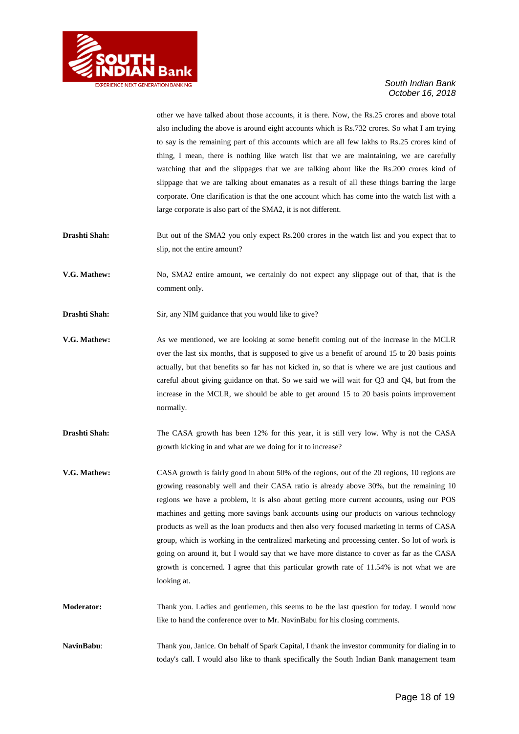other we have talked about those accounts, it is there. Now, the Rs.25 crores and above total also including the above is around eight accounts which is Rs.732 crores. So what I am trying to say is the remaining part of this accounts which are all few lakhs to Rs.25 crores kind of thing, I mean, there is nothing like watch list that we are maintaining, we are carefully watching that and the slippages that we are talking about like the Rs.200 crores kind of slippage that we are talking about emanates as a result of all these things barring the large corporate. One clarification is that the one account which has come into the watch list with a large corporate is also part of the SMA2, it is not different.

**Drashti Shah:** But out of the SMA2 you only expect Rs.200 crores in the watch list and you expect that to slip, not the entire amount?

**V.G. Mathew:** No, SMA2 entire amount, we certainly do not expect any slippage out of that, that is the comment only.

**Drashti Shah:** Sir, any NIM guidance that you would like to give?

**V.G. Mathew:** As we mentioned, we are looking at some benefit coming out of the increase in the MCLR over the last six months, that is supposed to give us a benefit of around 15 to 20 basis points actually, but that benefits so far has not kicked in, so that is where we are just cautious and careful about giving guidance on that. So we said we will wait for Q3 and Q4, but from the increase in the MCLR, we should be able to get around 15 to 20 basis points improvement normally.

**Drashti Shah:** The CASA growth has been 12% for this year, it is still very low. Why is not the CASA growth kicking in and what are we doing for it to increase?

**V.G. Mathew:** CASA growth is fairly good in about 50% of the regions, out of the 20 regions, 10 regions are growing reasonably well and their CASA ratio is already above 30%, but the remaining 10 regions we have a problem, it is also about getting more current accounts, using our POS machines and getting more savings bank accounts using our products on various technology products as well as the loan products and then also very focused marketing in terms of CASA group, which is working in the centralized marketing and processing center. So lot of work is going on around it, but I would say that we have more distance to cover as far as the CASA growth is concerned. I agree that this particular growth rate of 11.54% is not what we are looking at.

**Moderator:** Thank you. Ladies and gentlemen, this seems to be the last question for today. I would now like to hand the conference over to Mr. NavinBabu for his closing comments.

**NavinBabu**: Thank you, Janice. On behalf of Spark Capital, I thank the investor community for dialing in to today's call. I would also like to thank specifically the South Indian Bank management team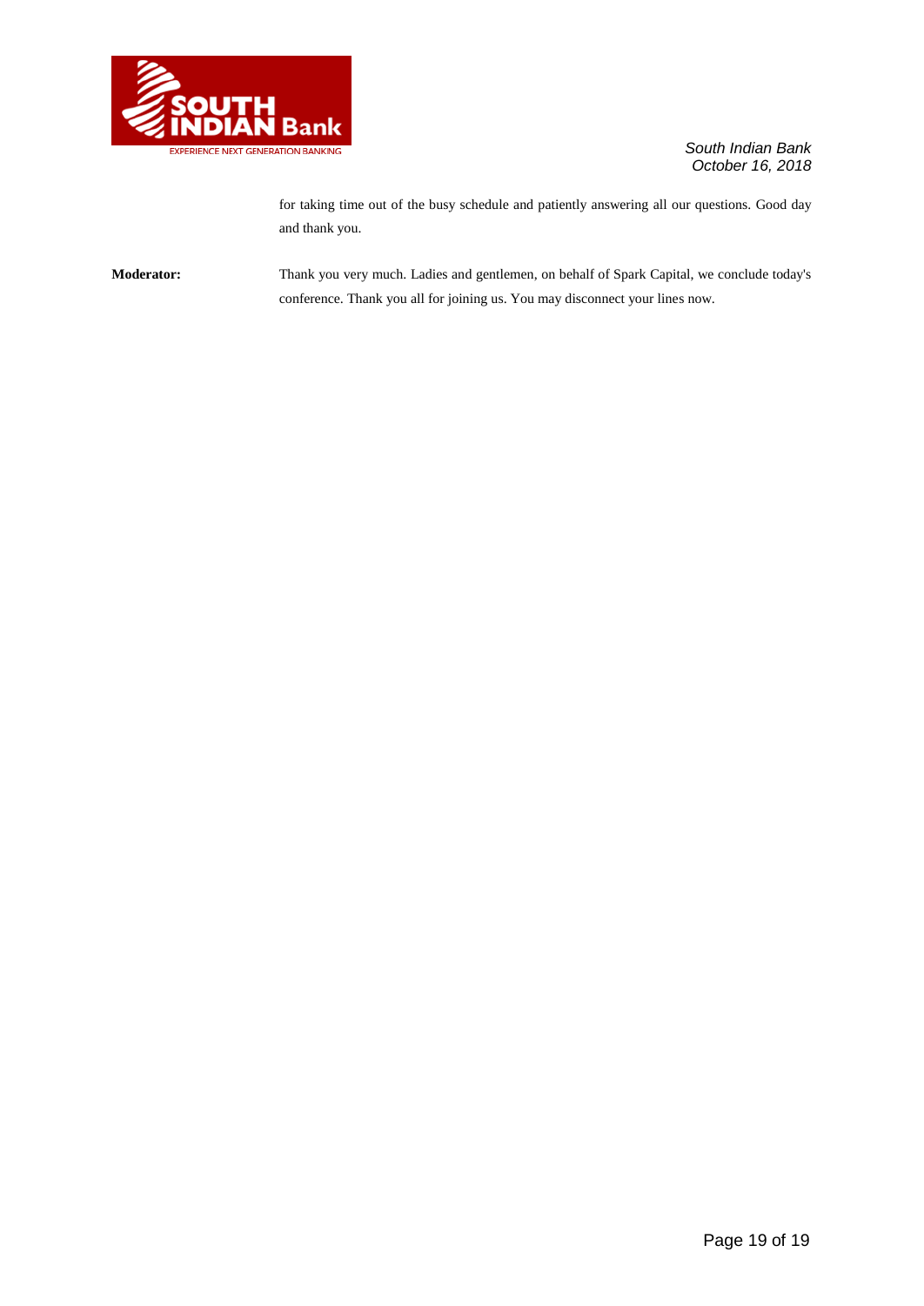for taking time out of the busy schedule and patiently answering all our questions. Good day and thank you.

**Moderator:** Thank you very much. Ladies and gentlemen, on behalf of Spark Capital, we conclude today's conference. Thank you all for joining us. You may disconnect your lines now.